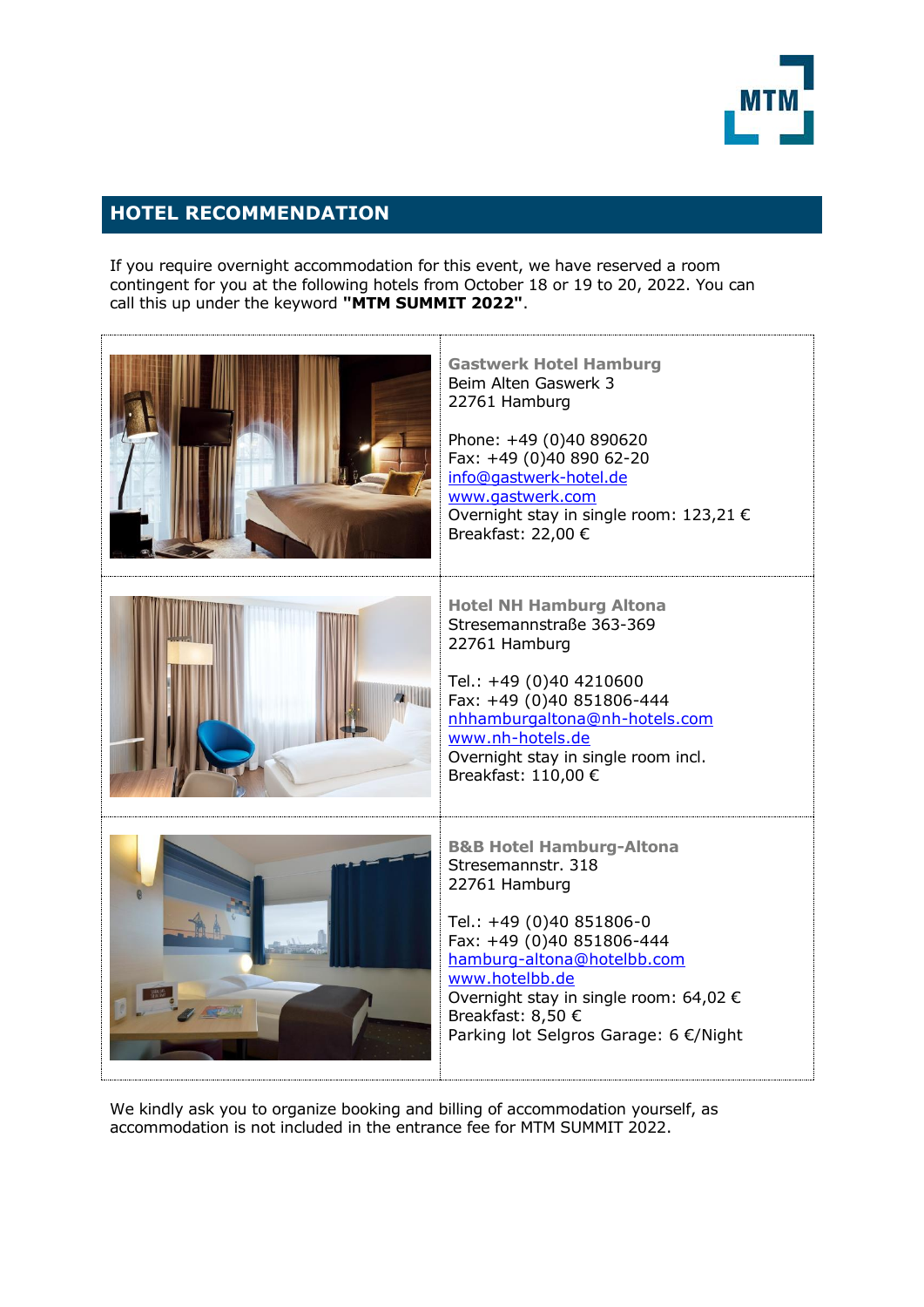## HOTEL RECOMMENDATION

If you require overnight accommodation for this event, we have reserved a room contingent for you at the following hotels from October 18 or 19 to 20, 2022. You can call this up under the keyword **"MTM SUMMIT 2022"**.

**Gastwerk Hotel Hamburg**
Beim Alten Gaswerk 3
22761 Hamburg

Phone: +49 (0)40 890620
Fax: +49 (0)40 890 62-20
info@gastwerk-hotel.de
www.gastwerk.com
Overnight stay in single room: 123,21 €
Breakfast: 22,00 €

**Hotel NH Hamburg Altona**
Stresemannstraße 363-369
22761 Hamburg

Tel.: +49 (0)40 4210600
Fax: +49 (0)40 851806-444
nhhamburgaltona@nh-hotels.com
www.nh-hotels.de
Overnight stay in single room incl.
Breakfast: 110,00 €

**B&B Hotel Hamburg-Altona**
Stresemannstr. 318
22761 Hamburg

Tel.: +49 (0)40 851806-0
Fax: +49 (0)40 851806-444
hamburg-altona@hotelbb.com
www.hotelbb.de
Overnight stay in single room: 64,02 €
Breakfast: 8,50 €
Parking lot Selgros Garage: 6 €/Night

We kindly ask you to organize booking and billing of accommodation yourself, as accommodation is not included in the entrance fee for MTM SUMMIT 2022.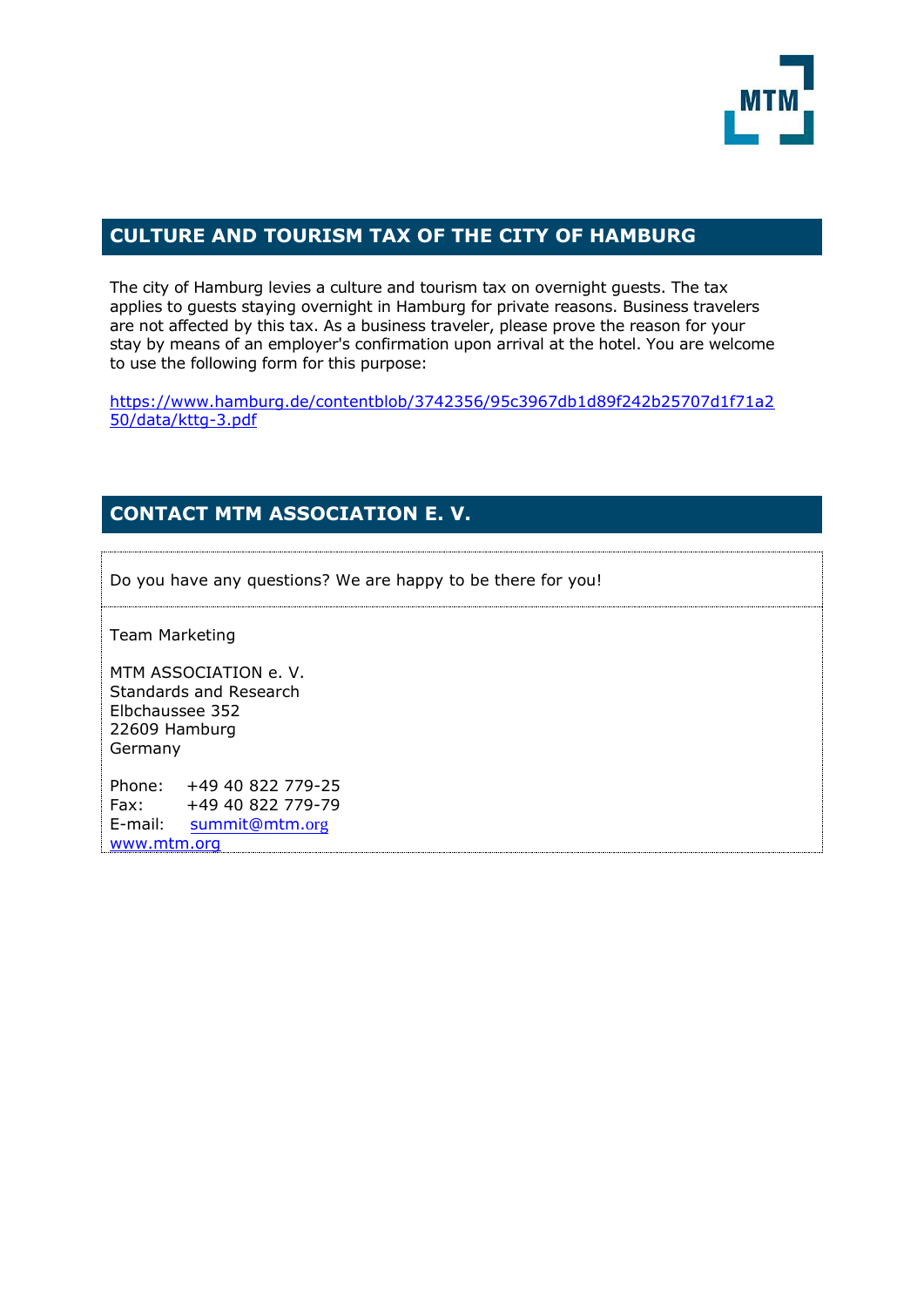## CULTURE AND TOURISM TAX OF THE CITY OF HAMBURG

The city of Hamburg levies a culture and tourism tax on overnight guests. The tax applies to guests staying overnight in Hamburg for private reasons. Business travelers are not affected by this tax. As a business traveler, please prove the reason for your stay by means of an employer's confirmation upon arrival at the hotel. You are welcome to use the following form for this purpose:

https://www.hamburg.de/contentblob/3742356/95c3967db1d89f242b25707d1f71a250/data/kttg-3.pdf

## CONTACT MTM ASSOCIATION E. V.

Do you have any questions? We are happy to be there for you!

Team Marketing

MTM ASSOCIATION e. V.
Standards and Research
Elbchaussee 352
22609 Hamburg
Germany

Phone: +49 40 822 779-25
Fax: +49 40 822 779-79
E-mail: summit@mtm.org
www.mtm.org